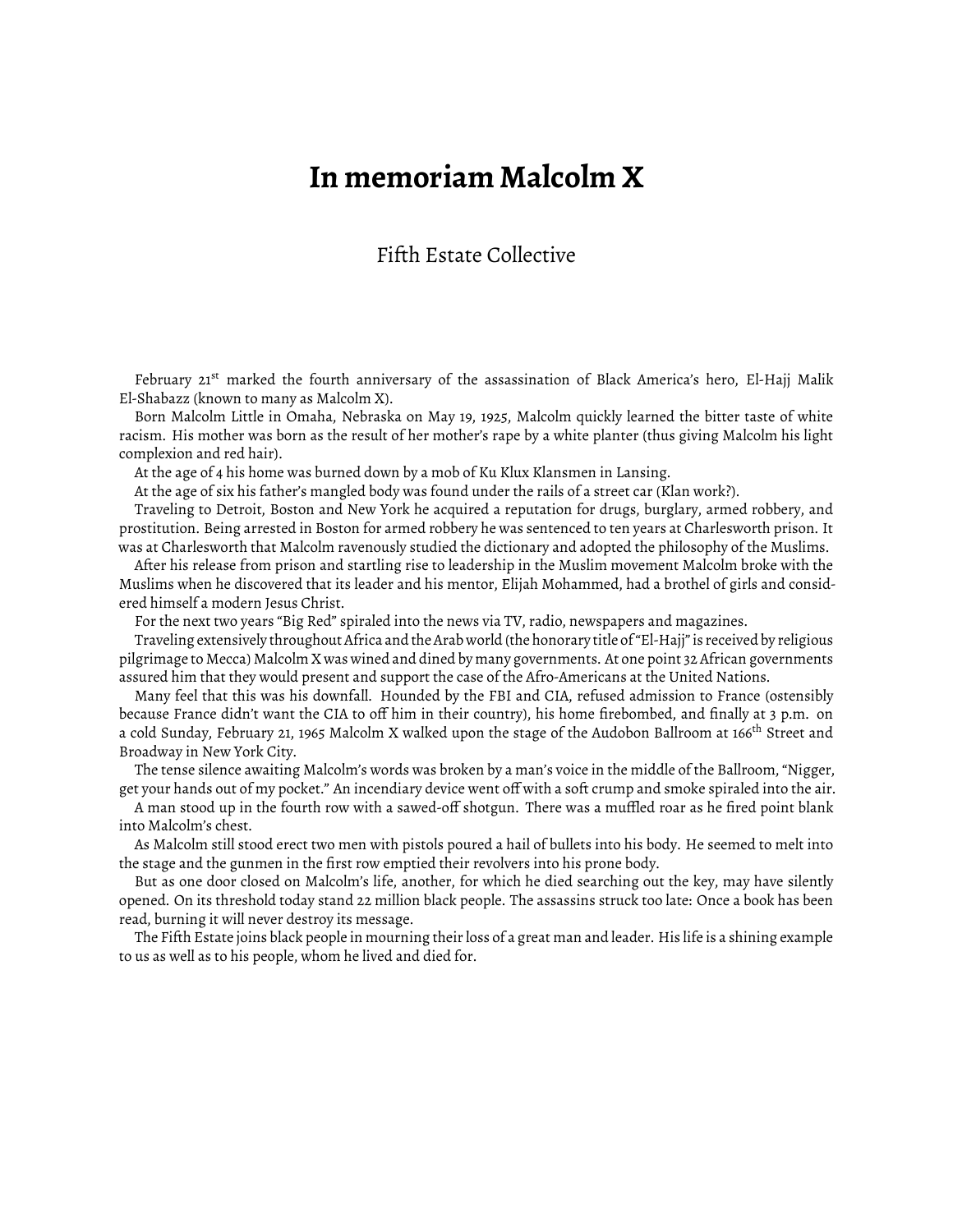# In memoriam Malcolm X

Fifth Estate Collective

February 21st marked the fourth anniversary of the assassination of Black America's hero, El-Hajj Malik El-Shabazz (known to many as Malcolm X).

Born Malcolm Little in Omaha, Nebraska on May 19, 1925, Malcolm quickly learned the bitter taste of white racism. His mother was born as the result of her mother's rape by a white planter (thus giving Malcolm his light complexion and red hair).

At the age of 4 his home was burned down by a mob of Ku Klux Klansmen in Lansing.

At the age of six his father's mangled body was found under the rails of a street car (Klan work?).

Traveling to Detroit, Boston and New York he acquired a reputation for drugs, burglary, armed robbery, and prostitution. Being arrested in Boston for armed robbery he was sentenced to ten years at Charlesworth prison. It was at Charlesworth that Malcolm ravenously studied the dictionary and adopted the philosophy of the Muslims.

After his release from prison and startling rise to leadership in the Muslim movement Malcolm broke with the Muslims when he discovered that its leader and his mentor, Elijah Mohammed, had a brothel of girls and considered himself a modern Jesus Christ.

For the next two years "Big Red" spiraled into the news via TV, radio, newspapers and magazines.

Traveling extensively throughout Africa and the Arab world (the honorary title of "El-Hajj" is received by religious pilgrimage to Mecca) Malcolm X was wined and dined by many governments. At one point 32 African governments assured him that they would present and support the case of the Afro-Americans at the United Nations.

Many feel that this was his downfall. Hounded by the FBI and CIA, refused admission to France (ostensibly because France didn't want the CIA to off him in their country), his home firebombed, and finally at 3 p.m. on a cold Sunday, February 21, 1965 Malcolm X walked upon the stage of the Audobon Ballroom at 166th Street and Broadway in New York City.

The tense silence awaiting Malcolm's words was broken by a man's voice in the middle of the Ballroom, "Nigger, get your hands out of my pocket." An incendiary device went off with a soft crump and smoke spiraled into the air.

A man stood up in the fourth row with a sawed-off shotgun. There was a muffled roar as he fired point blank into Malcolm's chest.

As Malcolm still stood erect two men with pistols poured a hail of bullets into his body. He seemed to melt into the stage and the gunmen in the first row emptied their revolvers into his prone body.

But as one door closed on Malcolm's life, another, for which he died searching out the key, may have silently opened. On its threshold today stand 22 million black people. The assassins struck too late: Once a book has been read, burning it will never destroy its message.

The Fifth Estate joins black people in mourning their loss of a great man and leader. His life is a shining example to us as well as to his people, whom he lived and died for.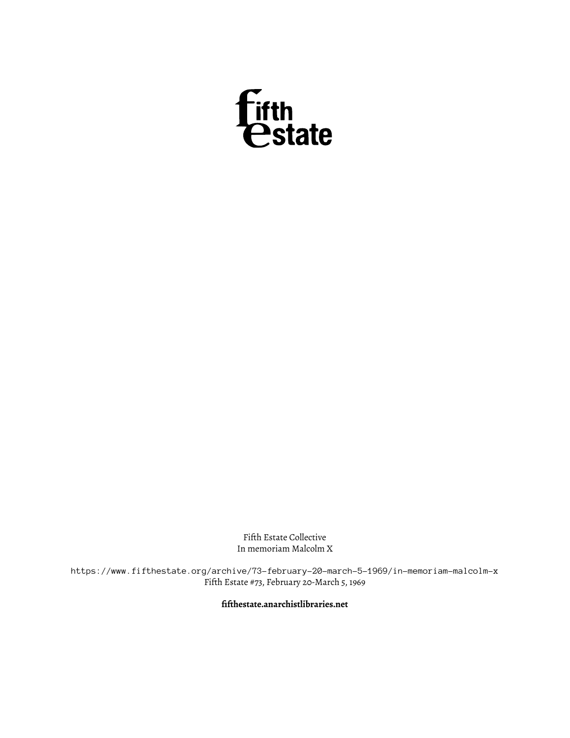Fifth Estate

Fifth Estate Collective
In memoriam Malcolm X

https://www.fifthestate.org/archive/73-february-20-march-5-1969/in-memoriam-malcolm-x
Fifth Estate #73, February 20-March 5, 1969

**fifthestate.anarchistlibraries.net**